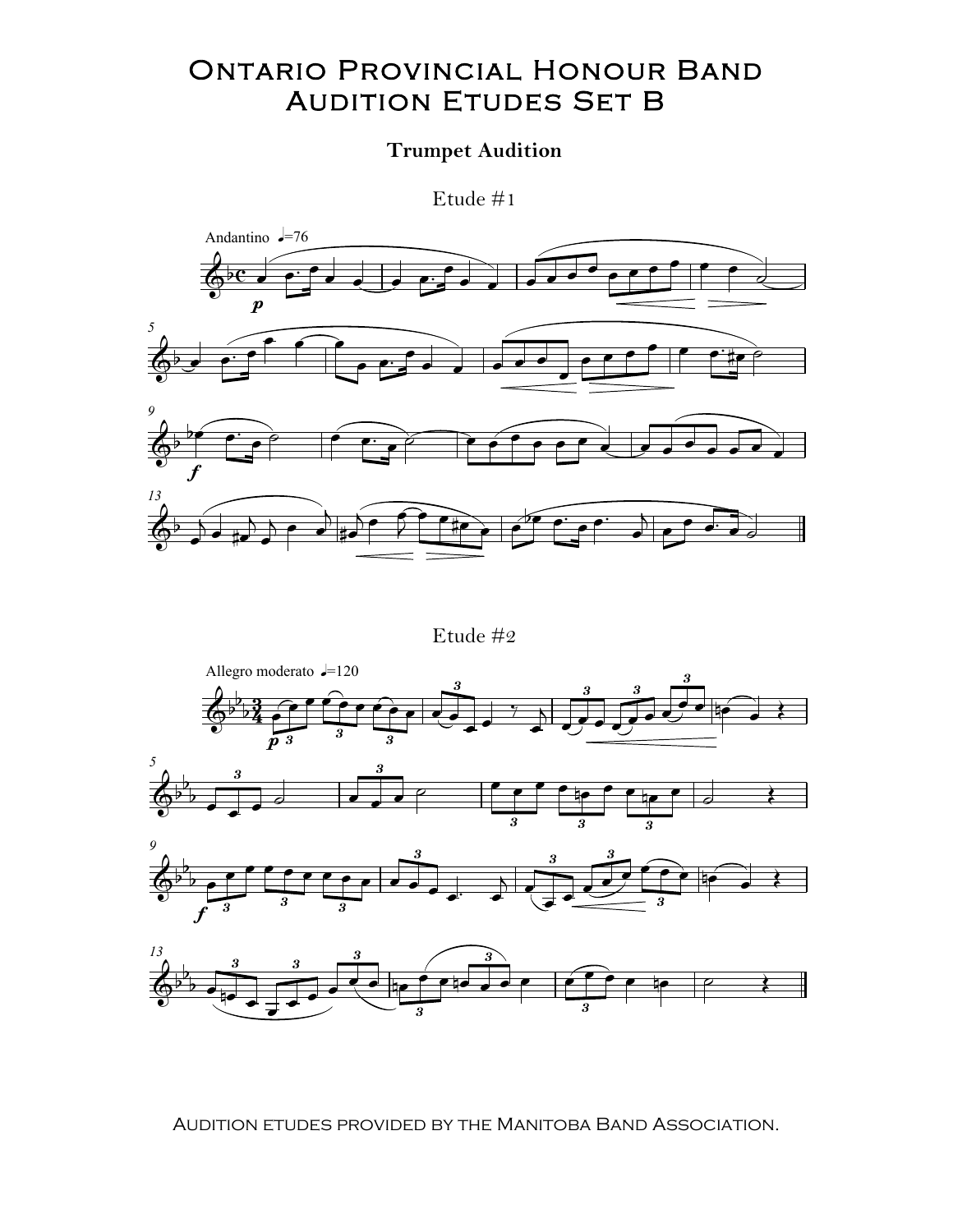# Ontario Provincial Honour Band Audition Etudes Set B

## Trumpet Audition

### Etude #1

Andantino ♩=76

### Etude #2

Allegro moderato ♩=120

Audition etudes provided by the Manitoba Band Association.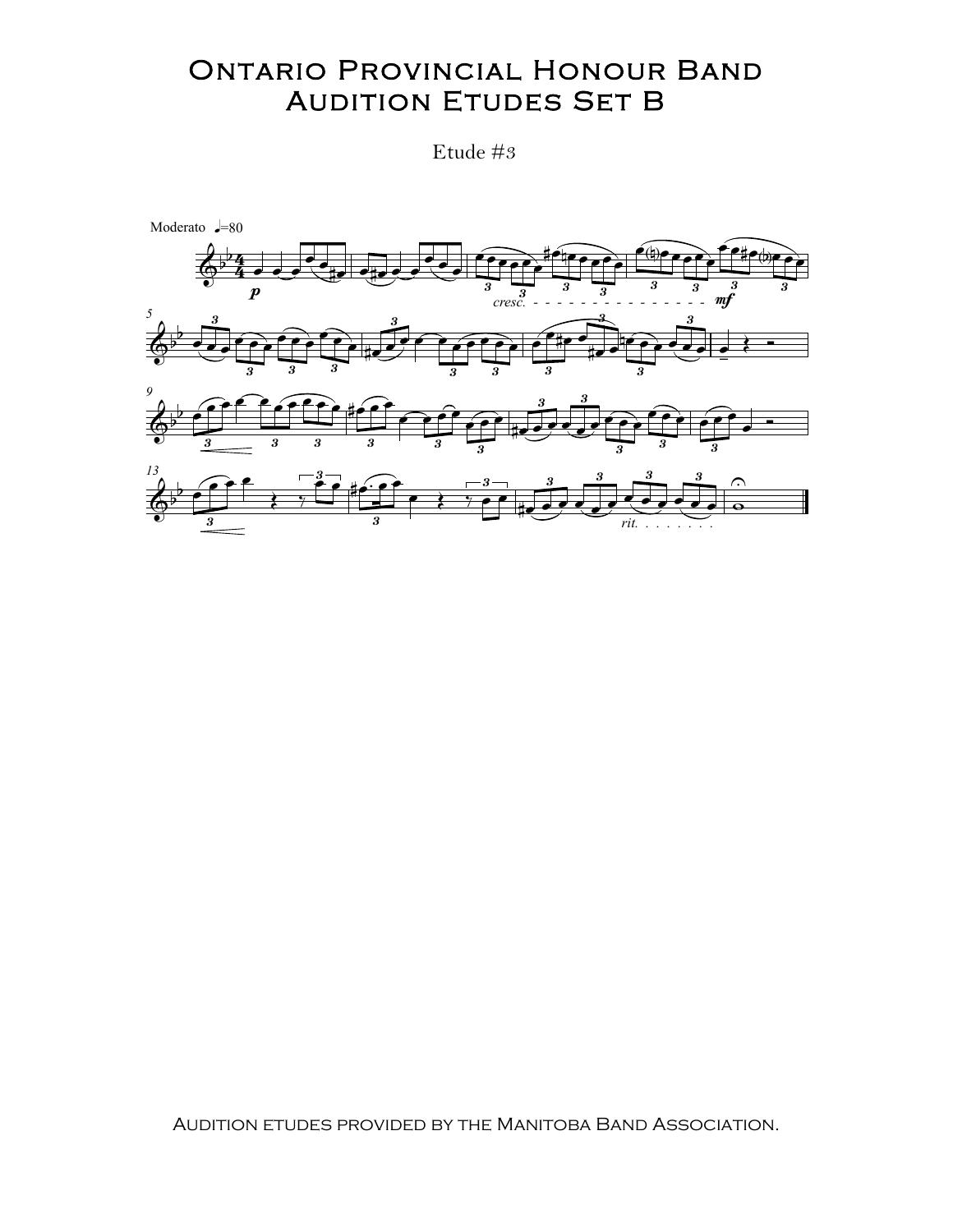# Ontario Provincial Honour Band Audition Etudes Set B

Etude #3

Audition etudes provided by the Manitoba Band Association.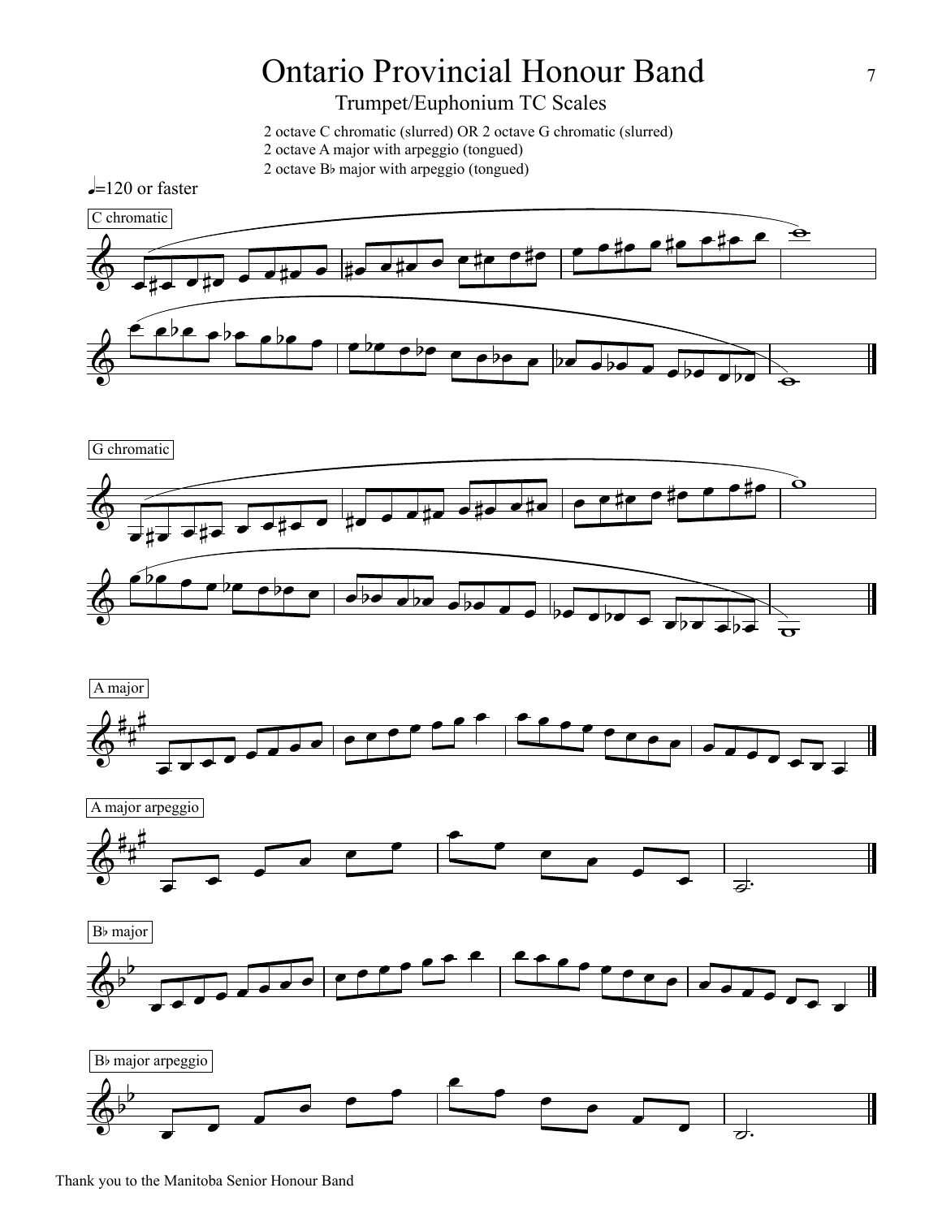# Ontario Provincial Honour Band

## Trumpet/Euphonium TC Scales

2 octave C chromatic (slurred) OR 2 octave G chromatic (slurred)
2 octave A major with arpeggio (tongued)
2 octave B♭ major with arpeggio (tongued)

♩=120 or faster

C chromatic

G chromatic

A major

A major arpeggio

B♭ major

B♭ major arpeggio

Thank you to the Manitoba Senior Honour Band